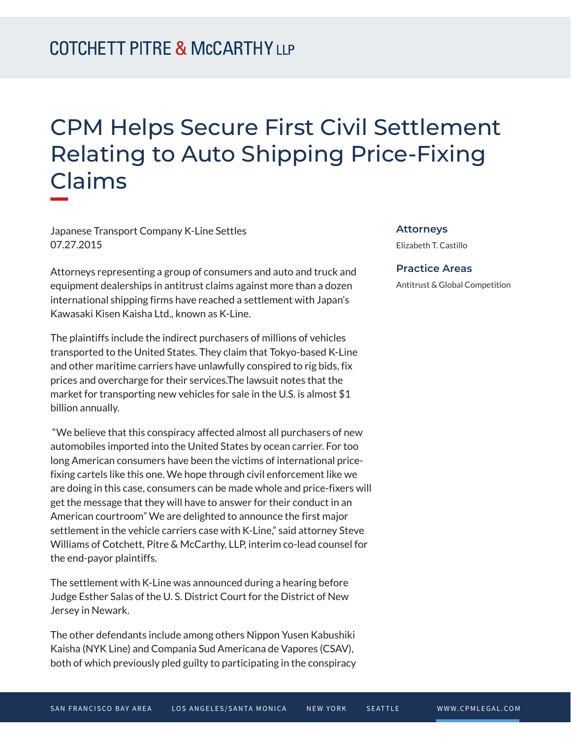COTCHETT PITRE & McCARTHY LLP

# CPM Helps Secure First Civil Settlement Relating to Auto Shipping Price-Fixing Claims

Japanese Transport Company K-Line Settles
07.27.2015

**Attorneys**

Elizabeth T. Castillo

**Practice Areas**

Antitrust & Global Competition

Attorneys representing a group of consumers and auto and truck and equipment dealerships in antitrust claims against more than a dozen international shipping firms have reached a settlement with Japan's Kawasaki Kisen Kaisha Ltd., known as K-Line.

The plaintiffs include the indirect purchasers of millions of vehicles transported to the United States. They claim that Tokyo-based K-Line and other maritime carriers have unlawfully conspired to rig bids, fix prices and overcharge for their services.The lawsuit notes that the market for transporting new vehicles for sale in the U.S. is almost $1 billion annually.

"We believe that this conspiracy affected almost all purchasers of new automobiles imported into the United States by ocean carrier. For too long American consumers have been the victims of international price-fixing cartels like this one. We hope through civil enforcement like we are doing in this case, consumers can be made whole and price-fixers will get the message that they will have to answer for their conduct in an American courtroom" We are delighted to announce the first major settlement in the vehicle carriers case with K-Line," said attorney Steve Williams of Cotchett, Pitre & McCarthy, LLP, interim co-lead counsel for the end-payor plaintiffs.

The settlement with K-Line was announced during a hearing before Judge Esther Salas of the U. S. District Court for the District of New Jersey in Newark.

The other defendants include among others Nippon Yusen Kabushiki Kaisha (NYK Line) and Compania Sud Americana de Vapores (CSAV), both of which previously pled guilty to participating in the conspiracy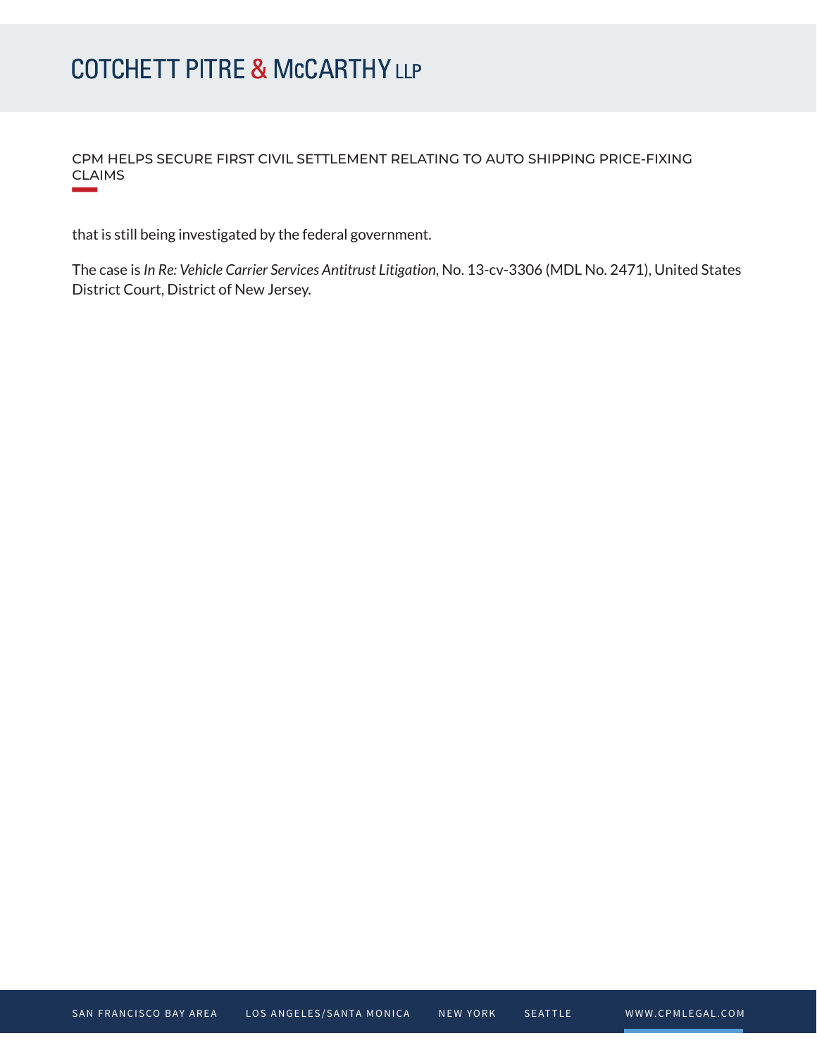that is still being investigated by the federal government.

The case is *In Re: Vehicle Carrier Services Antitrust Litigation*, No. 13-cv-3306 (MDL No. 2471), United States District Court, District of New Jersey.